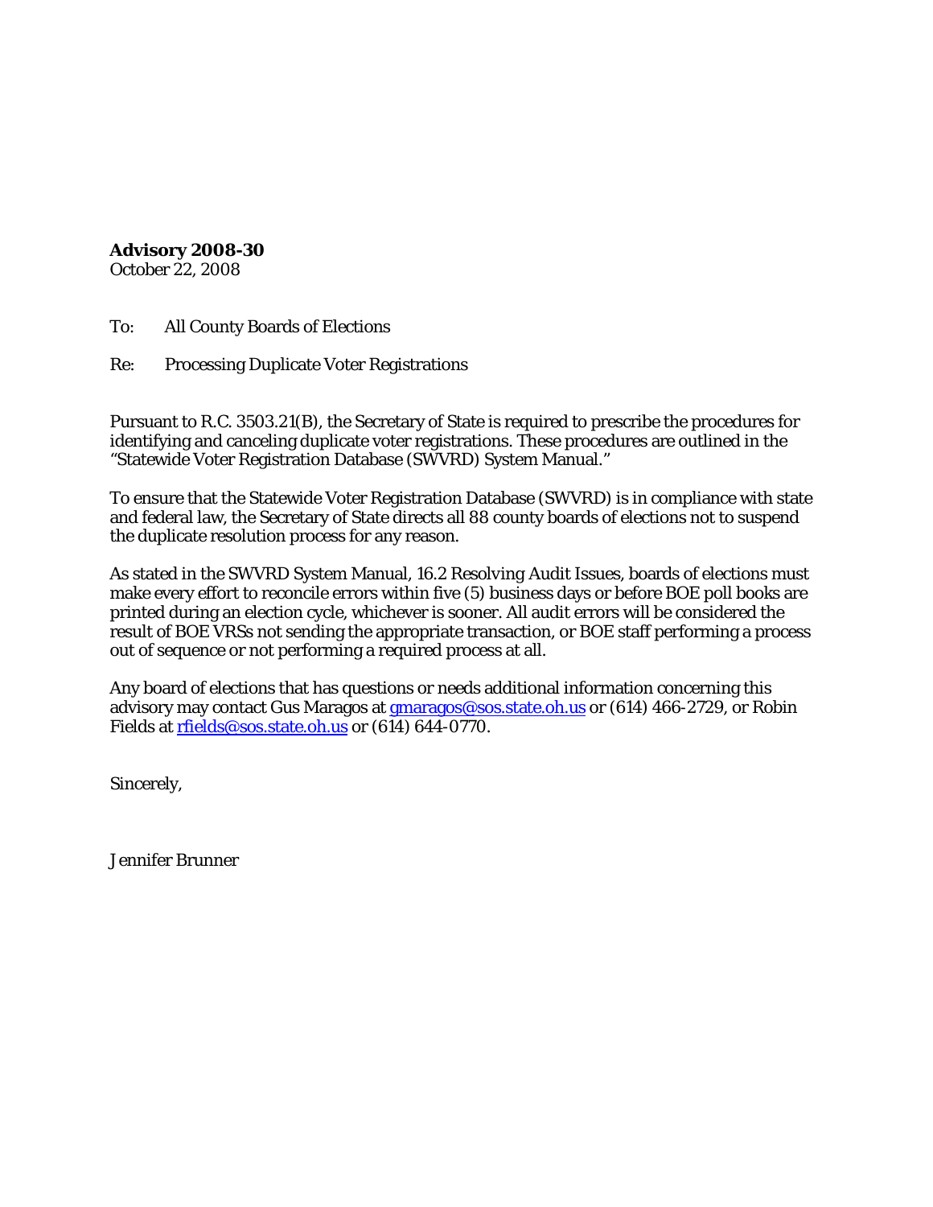**Advisory 2008-30**
October 22, 2008

To: All County Boards of Elections

Re: Processing Duplicate Voter Registrations

Pursuant to R.C. 3503.21(B), the Secretary of State is required to prescribe the procedures for identifying and canceling duplicate voter registrations. These procedures are outlined in the "Statewide Voter Registration Database (SWVRD) System Manual."

To ensure that the Statewide Voter Registration Database (SWVRD) is in compliance with state and federal law, the Secretary of State directs all 88 county boards of elections not to suspend the duplicate resolution process for any reason.

As stated in the SWVRD System Manual, 16.2 Resolving Audit Issues, boards of elections must make every effort to reconcile errors within five (5) business days or before BOE poll books are printed during an election cycle, whichever is sooner. All audit errors will be considered the result of BOE VRSs not sending the appropriate transaction, or BOE staff performing a process out of sequence or not performing a required process at all.

Any board of elections that has questions or needs additional information concerning this advisory may contact Gus Maragos at gmaragos@sos.state.oh.us or (614) 466-2729, or Robin Fields at rfields@sos.state.oh.us or (614) 644-0770.

Sincerely,

Jennifer Brunner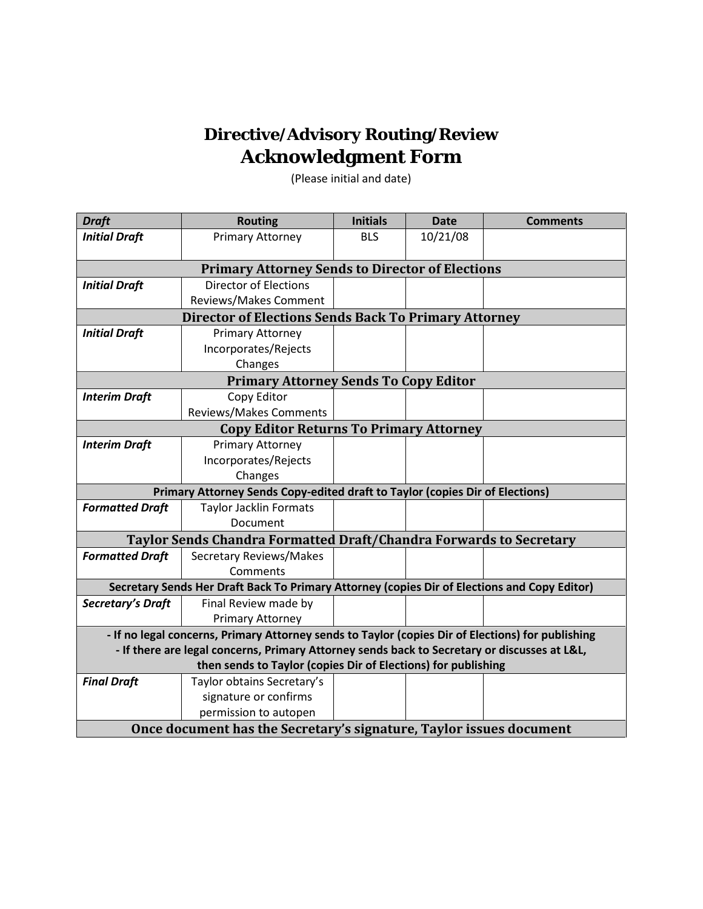# Directive/Advisory Routing/Review
## Acknowledgment Form

(Please initial and date)

| *Draft* | Routing | Initials | Date | Comments |
|---|---|---|---|---|
| ***Initial Draft*** | Primary Attorney | BLS | 10/21/08 | |
| **Primary Attorney Sends to Director of Elections** | | | | |
| ***Initial Draft*** | Director of Elections Reviews/Makes Comment | | | |
| **Director of Elections Sends Back To Primary Attorney** | | | | |
| ***Initial Draft*** | Primary Attorney Incorporates/Rejects Changes | | | |
| **Primary Attorney Sends To Copy Editor** | | | | |
| ***Interim Draft*** | Copy Editor Reviews/Makes Comments | | | |
| **Copy Editor Returns To Primary Attorney** | | | | |
| ***Interim Draft*** | Primary Attorney Incorporates/Rejects Changes | | | |
| **Primary Attorney Sends Copy-edited draft to Taylor (copies Dir of Elections)** | | | | |
| ***Formatted Draft*** | Taylor Jacklin Formats Document | | | |
| **Taylor Sends Chandra Formatted Draft/Chandra Forwards to Secretary** | | | | |
| ***Formatted Draft*** | Secretary Reviews/Makes Comments | | | |
| **Secretary Sends Her Draft Back To Primary Attorney (copies Dir of Elections and Copy Editor)** | | | | |
| ***Secretary's Draft*** | Final Review made by Primary Attorney | | | |
| **- If no legal concerns, Primary Attorney sends to Taylor (copies Dir of Elections) for publishing - If there are legal concerns, Primary Attorney sends back to Secretary or discusses at L&L, then sends to Taylor (copies Dir of Elections) for publishing** | | | | |
| ***Final Draft*** | Taylor obtains Secretary's signature or confirms permission to autopen | | | |
| **Once document has the Secretary's signature, Taylor issues document** | | | | |